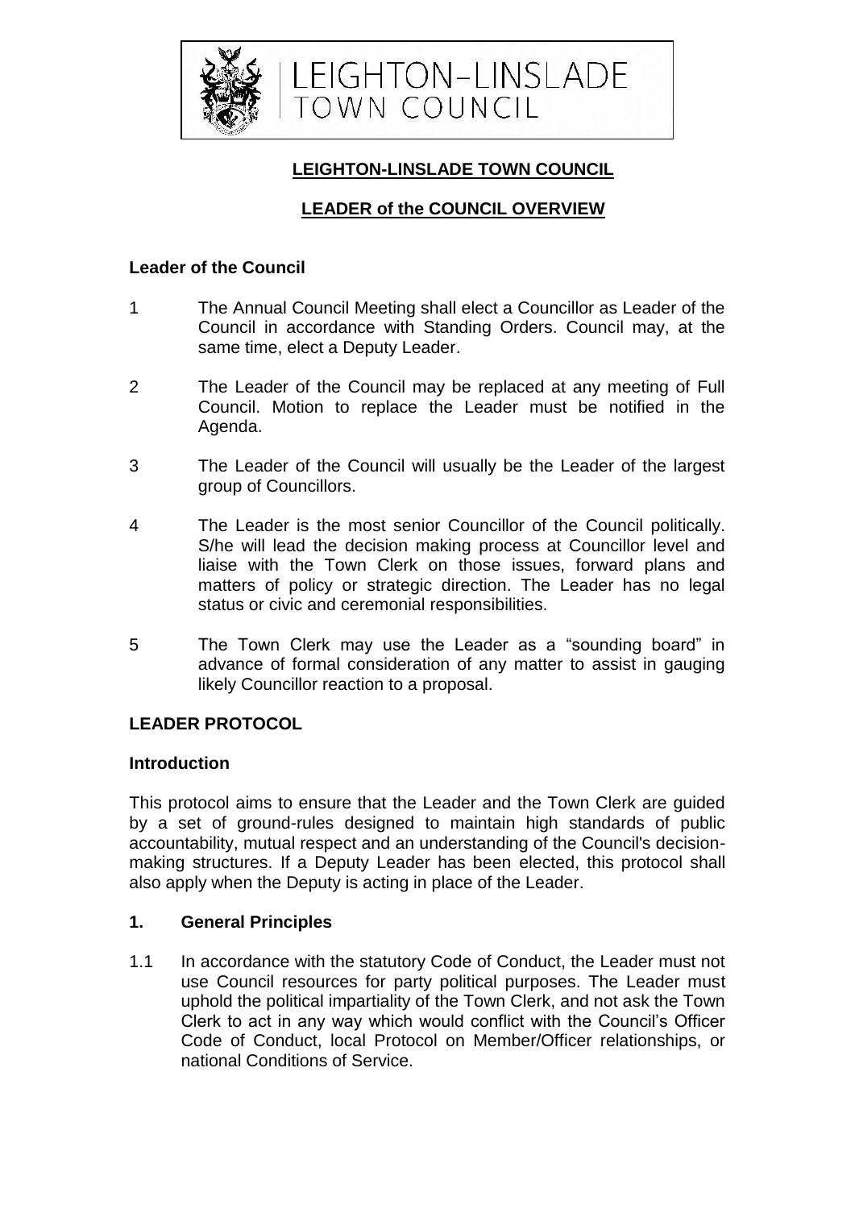LEIGHTON–LINSLADE
TOWN COUNCIL

# LEIGHTON-LINSLADE TOWN COUNCIL

## LEADER of the COUNCIL OVERVIEW

### Leader of the Council

1 The Annual Council Meeting shall elect a Councillor as Leader of the Council in accordance with Standing Orders. Council may, at the same time, elect a Deputy Leader.

2 The Leader of the Council may be replaced at any meeting of Full Council. Motion to replace the Leader must be notified in the Agenda.

3 The Leader of the Council will usually be the Leader of the largest group of Councillors.

4 The Leader is the most senior Councillor of the Council politically. S/he will lead the decision making process at Councillor level and liaise with the Town Clerk on those issues, forward plans and matters of policy or strategic direction. The Leader has no legal status or civic and ceremonial responsibilities.

5 The Town Clerk may use the Leader as a "sounding board" in advance of formal consideration of any matter to assist in gauging likely Councillor reaction to a proposal.

## LEADER PROTOCOL

### Introduction

This protocol aims to ensure that the Leader and the Town Clerk are guided by a set of ground-rules designed to maintain high standards of public accountability, mutual respect and an understanding of the Council's decision-making structures. If a Deputy Leader has been elected, this protocol shall also apply when the Deputy is acting in place of the Leader.

### 1. General Principles

1.1 In accordance with the statutory Code of Conduct, the Leader must not use Council resources for party political purposes. The Leader must uphold the political impartiality of the Town Clerk, and not ask the Town Clerk to act in any way which would conflict with the Council's Officer Code of Conduct, local Protocol on Member/Officer relationships, or national Conditions of Service.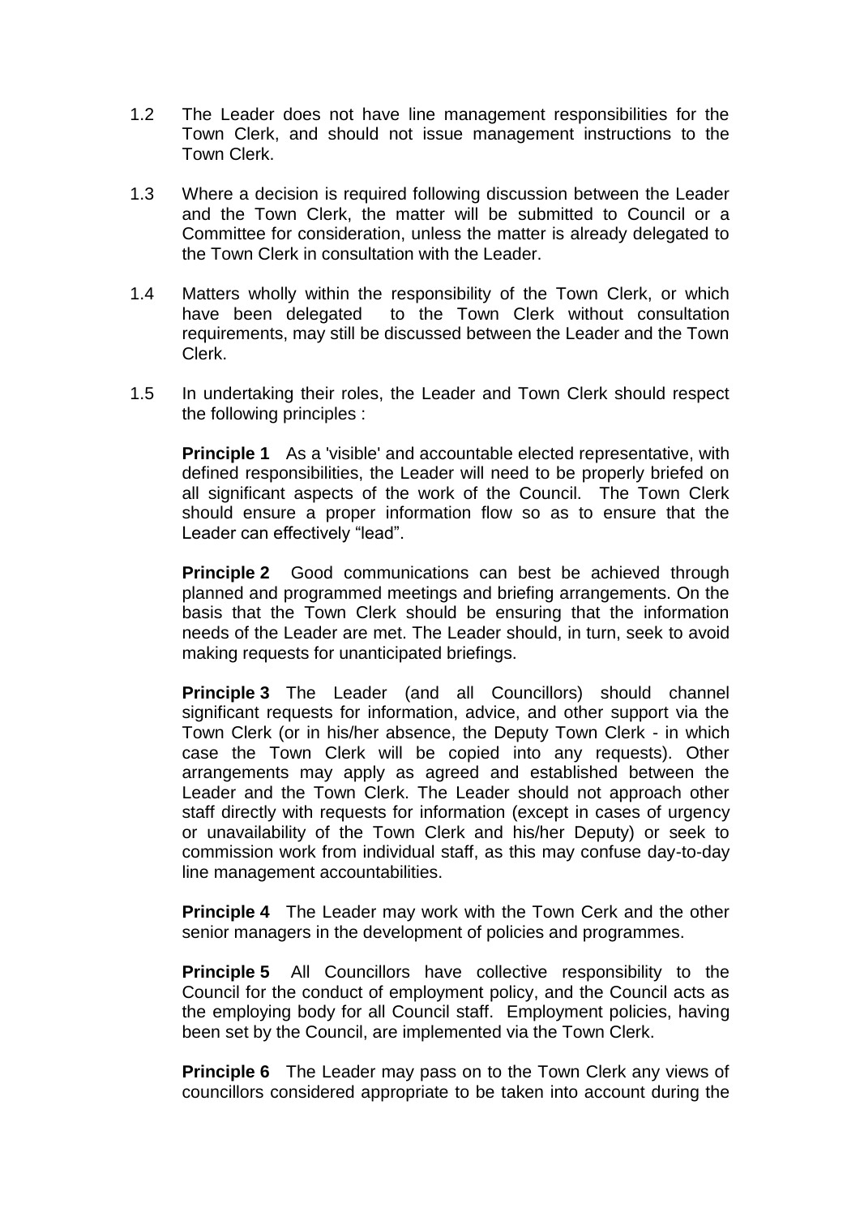1.2 The Leader does not have line management responsibilities for the Town Clerk, and should not issue management instructions to the Town Clerk.

1.3 Where a decision is required following discussion between the Leader and the Town Clerk, the matter will be submitted to Council or a Committee for consideration, unless the matter is already delegated to the Town Clerk in consultation with the Leader.

1.4 Matters wholly within the responsibility of the Town Clerk, or which have been delegated to the Town Clerk without consultation requirements, may still be discussed between the Leader and the Town Clerk.

1.5 In undertaking their roles, the Leader and Town Clerk should respect the following principles :

**Principle 1** As a 'visible' and accountable elected representative, with defined responsibilities, the Leader will need to be properly briefed on all significant aspects of the work of the Council. The Town Clerk should ensure a proper information flow so as to ensure that the Leader can effectively "lead".

**Principle 2** Good communications can best be achieved through planned and programmed meetings and briefing arrangements. On the basis that the Town Clerk should be ensuring that the information needs of the Leader are met. The Leader should, in turn, seek to avoid making requests for unanticipated briefings.

**Principle 3** The Leader (and all Councillors) should channel significant requests for information, advice, and other support via the Town Clerk (or in his/her absence, the Deputy Town Clerk - in which case the Town Clerk will be copied into any requests). Other arrangements may apply as agreed and established between the Leader and the Town Clerk. The Leader should not approach other staff directly with requests for information (except in cases of urgency or unavailability of the Town Clerk and his/her Deputy) or seek to commission work from individual staff, as this may confuse day-to-day line management accountabilities.

**Principle 4** The Leader may work with the Town Cerk and the other senior managers in the development of policies and programmes.

**Principle 5** All Councillors have collective responsibility to the Council for the conduct of employment policy, and the Council acts as the employing body for all Council staff. Employment policies, having been set by the Council, are implemented via the Town Clerk.

**Principle 6** The Leader may pass on to the Town Clerk any views of councillors considered appropriate to be taken into account during the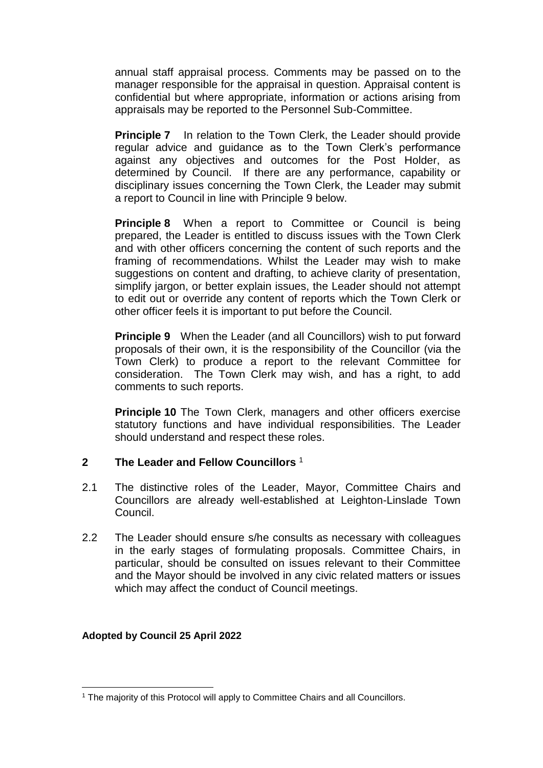annual staff appraisal process. Comments may be passed on to the manager responsible for the appraisal in question. Appraisal content is confidential but where appropriate, information or actions arising from appraisals may be reported to the Personnel Sub-Committee.

**Principle 7** In relation to the Town Clerk, the Leader should provide regular advice and guidance as to the Town Clerk's performance against any objectives and outcomes for the Post Holder, as determined by Council. If there are any performance, capability or disciplinary issues concerning the Town Clerk, the Leader may submit a report to Council in line with Principle 9 below.

**Principle 8** When a report to Committee or Council is being prepared, the Leader is entitled to discuss issues with the Town Clerk and with other officers concerning the content of such reports and the framing of recommendations. Whilst the Leader may wish to make suggestions on content and drafting, to achieve clarity of presentation, simplify jargon, or better explain issues, the Leader should not attempt to edit out or override any content of reports which the Town Clerk or other officer feels it is important to put before the Council.

**Principle 9** When the Leader (and all Councillors) wish to put forward proposals of their own, it is the responsibility of the Councillor (via the Town Clerk) to produce a report to the relevant Committee for consideration. The Town Clerk may wish, and has a right, to add comments to such reports.

**Principle 10** The Town Clerk, managers and other officers exercise statutory functions and have individual responsibilities. The Leader should understand and respect these roles.

## 2 The Leader and Fellow Councillors [1]

2.1 The distinctive roles of the Leader, Mayor, Committee Chairs and Councillors are already well-established at Leighton-Linslade Town Council.

2.2 The Leader should ensure s/he consults as necessary with colleagues in the early stages of formulating proposals. Committee Chairs, in particular, should be consulted on issues relevant to their Committee and the Mayor should be involved in any civic related matters or issues which may affect the conduct of Council meetings.

**Adopted by Council 25 April 2022**

[1] The majority of this Protocol will apply to Committee Chairs and all Councillors.